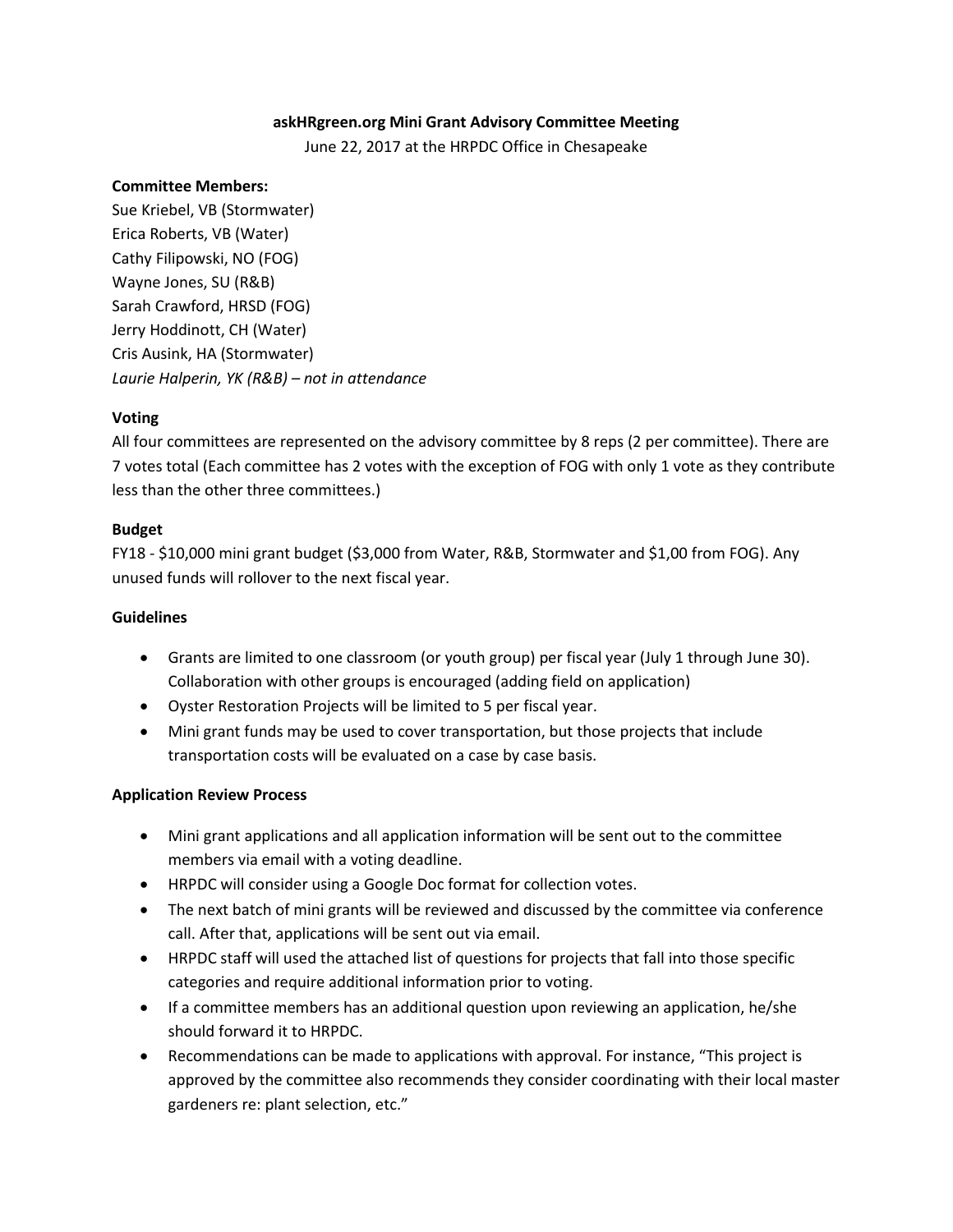**askHRgreen.org Mini Grant Advisory Committee Meeting**

June 22, 2017 at the HRPDC Office in Chesapeake

**Committee Members:**

Sue Kriebel, VB (Stormwater)
Erica Roberts, VB (Water)
Cathy Filipowski, NO (FOG)
Wayne Jones, SU (R&B)
Sarah Crawford, HRSD (FOG)
Jerry Hoddinott, CH (Water)
Cris Ausink, HA (Stormwater)
*Laurie Halperin, YK (R&B) – not in attendance*

**Voting**

All four committees are represented on the advisory committee by 8 reps (2 per committee). There are 7 votes total (Each committee has 2 votes with the exception of FOG with only 1 vote as they contribute less than the other three committees.)

**Budget**

FY18 - $10,000 mini grant budget ($3,000 from Water, R&B, Stormwater and $1,00 from FOG). Any unused funds will rollover to the next fiscal year.

**Guidelines**

- Grants are limited to one classroom (or youth group) per fiscal year (July 1 through June 30). Collaboration with other groups is encouraged (adding field on application)
- Oyster Restoration Projects will be limited to 5 per fiscal year.
- Mini grant funds may be used to cover transportation, but those projects that include transportation costs will be evaluated on a case by case basis.

**Application Review Process**

- Mini grant applications and all application information will be sent out to the committee members via email with a voting deadline.
- HRPDC will consider using a Google Doc format for collection votes.
- The next batch of mini grants will be reviewed and discussed by the committee via conference call. After that, applications will be sent out via email.
- HRPDC staff will used the attached list of questions for projects that fall into those specific categories and require additional information prior to voting.
- If a committee members has an additional question upon reviewing an application, he/she should forward it to HRPDC.
- Recommendations can be made to applications with approval. For instance, "This project is approved by the committee also recommends they consider coordinating with their local master gardeners re: plant selection, etc."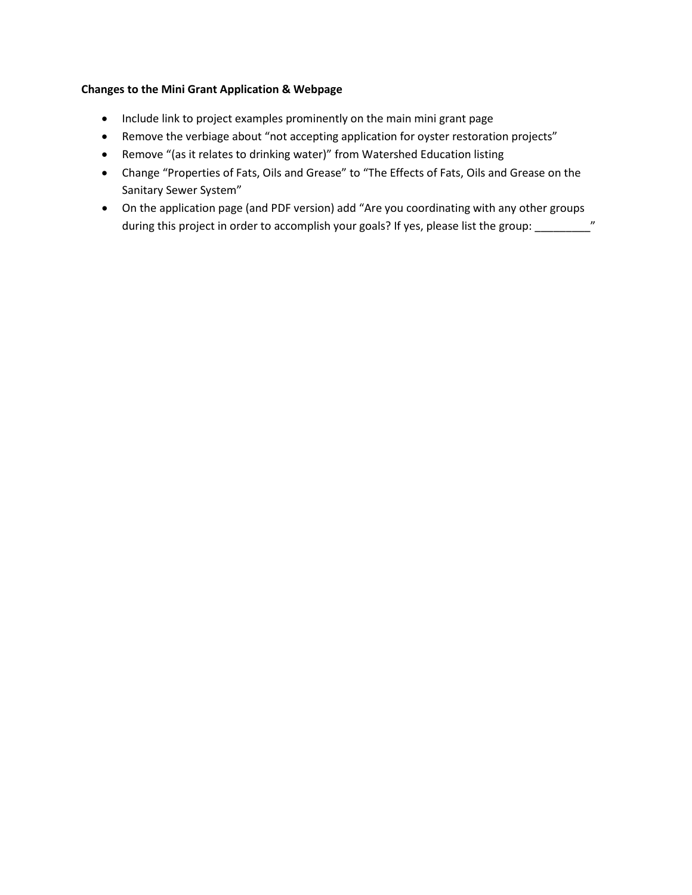**Changes to the Mini Grant Application & Webpage**

- Include link to project examples prominently on the main mini grant page
- Remove the verbiage about "not accepting application for oyster restoration projects"
- Remove "(as it relates to drinking water)" from Watershed Education listing
- Change "Properties of Fats, Oils and Grease" to "The Effects of Fats, Oils and Grease on the Sanitary Sewer System"
- On the application page (and PDF version) add "Are you coordinating with any other groups during this project in order to accomplish your goals? If yes, please list the group: _________"